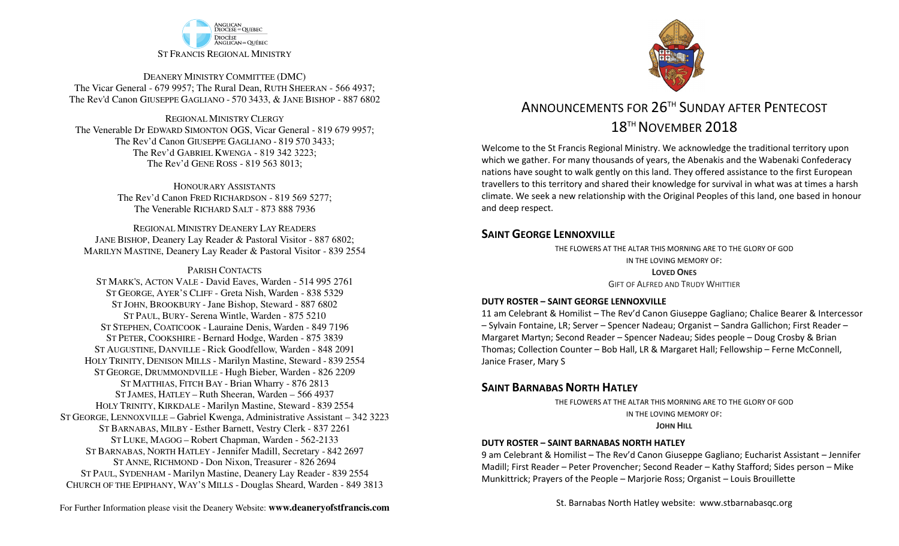ANGLICAN DIOCESE OF QUEBEC
DIOCÈSE ANGLICAN DE QUÉBEC

ST FRANCIS REGIONAL MINISTRY

DEANERY MINISTRY COMMITTEE (DMC)
The Vicar General - 679 9957; The Rural Dean, RUTH SHEERAN - 566 4937;
The Rev'd Canon GIUSEPPE GAGLIANO - 570 3433, & JANE BISHOP - 887 6802

REGIONAL MINISTRY CLERGY
The Venerable Dr EDWARD SIMONTON OGS, Vicar General - 819 679 9957;
The Rev'd Canon GIUSEPPE GAGLIANO - 819 570 3433;
The Rev'd GABRIEL KWENGA - 819 342 3223;
The Rev'd GENE ROSS - 819 563 8013;

HONOURARY ASSISTANTS
The Rev'd Canon FRED RICHARDSON - 819 569 5277;
The Venerable RICHARD SALT - 873 888 7936

REGIONAL MINISTRY DEANERY LAY READERS
JANE BISHOP, Deanery Lay Reader & Pastoral Visitor - 887 6802;
MARILYN MASTINE, Deanery Lay Reader & Pastoral Visitor - 839 2554

PARISH CONTACTS
ST MARK'S, ACTON VALE - David Eaves, Warden - 514 995 2761
ST GEORGE, AYER'S CLIFF - Greta Nish, Warden - 838 5329
ST JOHN, BROOKBURY - Jane Bishop, Steward - 887 6802
ST PAUL, BURY- Serena Wintle, Warden - 875 5210
ST STEPHEN, COATICOOK - Lauraine Denis, Warden - 849 7196
ST PETER, COOKSHIRE - Bernard Hodge, Warden - 875 3839
ST AUGUSTINE, DANVILLE - Rick Goodfellow, Warden - 848 2091
HOLY TRINITY, DENISON MILLS - Marilyn Mastine, Steward - 839 2554
ST GEORGE, DRUMMONDVILLE - Hugh Bieber, Warden - 826 2209
ST MATTHIAS, FITCH BAY - Brian Wharry - 876 2813
ST JAMES, HATLEY – Ruth Sheeran, Warden – 566 4937
HOLY TRINITY, KIRKDALE - Marilyn Mastine, Steward - 839 2554
ST GEORGE, LENNOXVILLE – Gabriel Kwenga, Administrative Assistant – 342 3223
ST BARNABAS, MILBY - Esther Barnett, Vestry Clerk - 837 2261
ST LUKE, MAGOG – Robert Chapman, Warden - 562-2133
ST BARNABAS, NORTH HATLEY - Jennifer Madill, Secretary - 842 2697
ST ANNE, RICHMOND - Don Nixon, Treasurer - 826 2694
ST PAUL, SYDENHAM - Marilyn Mastine, Deanery Lay Reader - 839 2554
CHURCH OF THE EPIPHANY, WAY'S MILLS - Douglas Sheard, Warden - 849 3813

For Further Information please visit the Deanery Website: **www.deaneryofstfrancis.com**

# ANNOUNCEMENTS FOR 26TH SUNDAY AFTER PENTECOST 18TH NOVEMBER 2018

Welcome to the St Francis Regional Ministry. We acknowledge the traditional territory upon which we gather. For many thousands of years, the Abenakis and the Wabenaki Confederacy nations have sought to walk gently on this land. They offered assistance to the first European travellers to this territory and shared their knowledge for survival in what was at times a harsh climate. We seek a new relationship with the Original Peoples of this land, one based in honour and deep respect.

## SAINT GEORGE LENNOXVILLE

THE FLOWERS AT THE ALTAR THIS MORNING ARE TO THE GLORY OF GOD
IN THE LOVING MEMORY OF:
**LOVED ONES**
GIFT OF ALFRED AND TRUDY WHITTIER

### DUTY ROSTER – SAINT GEORGE LENNOXVILLE

11 am Celebrant & Homilist – The Rev'd Canon Giuseppe Gagliano; Chalice Bearer & Intercessor – Sylvain Fontaine, LR; Server – Spencer Nadeau; Organist – Sandra Gallichon; First Reader – Margaret Martyn; Second Reader – Spencer Nadeau; Sides people – Doug Crosby & Brian Thomas; Collection Counter – Bob Hall, LR & Margaret Hall; Fellowship – Ferne McConnell, Janice Fraser, Mary S

## SAINT BARNABAS NORTH HATLEY

THE FLOWERS AT THE ALTAR THIS MORNING ARE TO THE GLORY OF GOD
IN THE LOVING MEMORY OF:
**JOHN HILL**

### DUTY ROSTER – SAINT BARNABAS NORTH HATLEY

9 am Celebrant & Homilist – The Rev'd Canon Giuseppe Gagliano; Eucharist Assistant – Jennifer Madill; First Reader – Peter Provencher; Second Reader – Kathy Stafford; Sides person – Mike Munkittrick; Prayers of the People – Marjorie Ross; Organist – Louis Brouillette

St. Barnabas North Hatley website: www.stbarnabasqc.org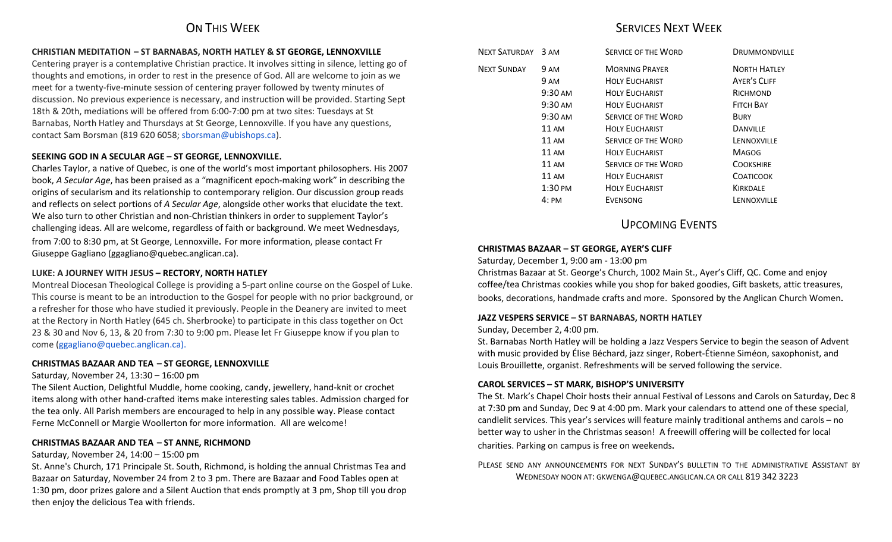## On This Week

### CHRISTIAN MEDITATION – ST BARNABAS, NORTH HATLEY & ST GEORGE, LENNOXVILLE

Centering prayer is a contemplative Christian practice. It involves sitting in silence, letting go of thoughts and emotions, in order to rest in the presence of God. All are welcome to join as we meet for a twenty-five-minute session of centering prayer followed by twenty minutes of discussion. No previous experience is necessary, and instruction will be provided. Starting Sept 18th & 20th, mediations will be offered from 6:00-7:00 pm at two sites: Tuesdays at St Barnabas, North Hatley and Thursdays at St George, Lennoxville. If you have any questions, contact Sam Borsman (819 620 6058; sborsman@ubishops.ca).

### SEEKING GOD IN A SECULAR AGE – ST GEORGE, LENNOXVILLE.

Charles Taylor, a native of Quebec, is one of the world's most important philosophers. His 2007 book, *A Secular Age*, has been praised as a "magnificent epoch-making work" in describing the origins of secularism and its relationship to contemporary religion. Our discussion group reads and reflects on select portions of *A Secular Age*, alongside other works that elucidate the text. We also turn to other Christian and non-Christian thinkers in order to supplement Taylor's challenging ideas. All are welcome, regardless of faith or background. We meet Wednesdays, from 7:00 to 8:30 pm, at St George, Lennoxville. For more information, please contact Fr Giuseppe Gagliano (ggagliano@quebec.anglican.ca).

### LUKE: A JOURNEY WITH JESUS – RECTORY, NORTH HATLEY

Montreal Diocesan Theological College is providing a 5-part online course on the Gospel of Luke. This course is meant to be an introduction to the Gospel for people with no prior background, or a refresher for those who have studied it previously. People in the Deanery are invited to meet at the Rectory in North Hatley (645 ch. Sherbrooke) to participate in this class together on Oct 23 & 30 and Nov 6, 13, & 20 from 7:30 to 9:00 pm. Please let Fr Giuseppe know if you plan to come (ggagliano@quebec.anglican.ca).

### CHRISTMAS BAZAAR AND TEA – ST GEORGE, LENNOXVILLE

Saturday, November 24, 13:30 – 16:00 pm

The Silent Auction, Delightful Muddle, home cooking, candy, jewellery, hand-knit or crochet items along with other hand-crafted items make interesting sales tables. Admission charged for the tea only. All Parish members are encouraged to help in any possible way. Please contact Ferne McConnell or Margie Woollerton for more information. All are welcome!

### CHRISTMAS BAZAAR AND TEA – ST ANNE, RICHMOND

Saturday, November 24, 14:00 – 15:00 pm

St. Anne's Church, 171 Principale St. South, Richmond, is holding the annual Christmas Tea and Bazaar on Saturday, November 24 from 2 to 3 pm. There are Bazaar and Food Tables open at 1:30 pm, door prizes galore and a Silent Auction that ends promptly at 3 pm, Shop till you drop then enjoy the delicious Tea with friends.

## Services Next Week

| | | | |
|---|---|---|---|
| Next Saturday | 3 am | Service of the Word | Drummondville |
| Next Sunday | 9 am | Morning Prayer | North Hatley |
| | 9 am | Holy Eucharist | Ayer's Cliff |
| | 9:30 am | Holy Eucharist | Richmond |
| | 9:30 am | Holy Eucharist | Fitch Bay |
| | 9:30 am | Service of the Word | Bury |
| | 11 am | Holy Eucharist | Danville |
| | 11 am | Service of the Word | Lennoxville |
| | 11 am | Holy Eucharist | Magog |
| | 11 am | Service of the Word | Cookshire |
| | 11 am | Holy Eucharist | Coaticook |
| | 1:30 pm | Holy Eucharist | Kirkdale |
| | 4: pm | Evensong | Lennoxville |

## Upcoming Events

### CHRISTMAS BAZAAR – ST GEORGE, AYER'S CLIFF

Saturday, December 1, 9:00 am - 13:00 pm

Christmas Bazaar at St. George's Church, 1002 Main St., Ayer's Cliff, QC. Come and enjoy coffee/tea Christmas cookies while you shop for baked goodies, Gift baskets, attic treasures, books, decorations, handmade crafts and more. Sponsored by the Anglican Church Women.

### JAZZ VESPERS SERVICE – ST BARNABAS, NORTH HATLEY

Sunday, December 2, 4:00 pm.

St. Barnabas North Hatley will be holding a Jazz Vespers Service to begin the season of Advent with music provided by Élise Béchard, jazz singer, Robert-Étienne Siméon, saxophonist, and Louis Brouillette, organist. Refreshments will be served following the service.

### CAROL SERVICES – ST MARK, BISHOP'S UNIVERSITY

The St. Mark's Chapel Choir hosts their annual Festival of Lessons and Carols on Saturday, Dec 8 at 7:30 pm and Sunday, Dec 9 at 4:00 pm. Mark your calendars to attend one of these special, candlelit services. This year's services will feature mainly traditional anthems and carols – no better way to usher in the Christmas season! A freewill offering will be collected for local charities. Parking on campus is free on weekends.

Please send any announcements for next Sunday's bulletin to the administrative Assistant by Wednesday noon at: gkwenga@quebec.anglican.ca or call 819 342 3223